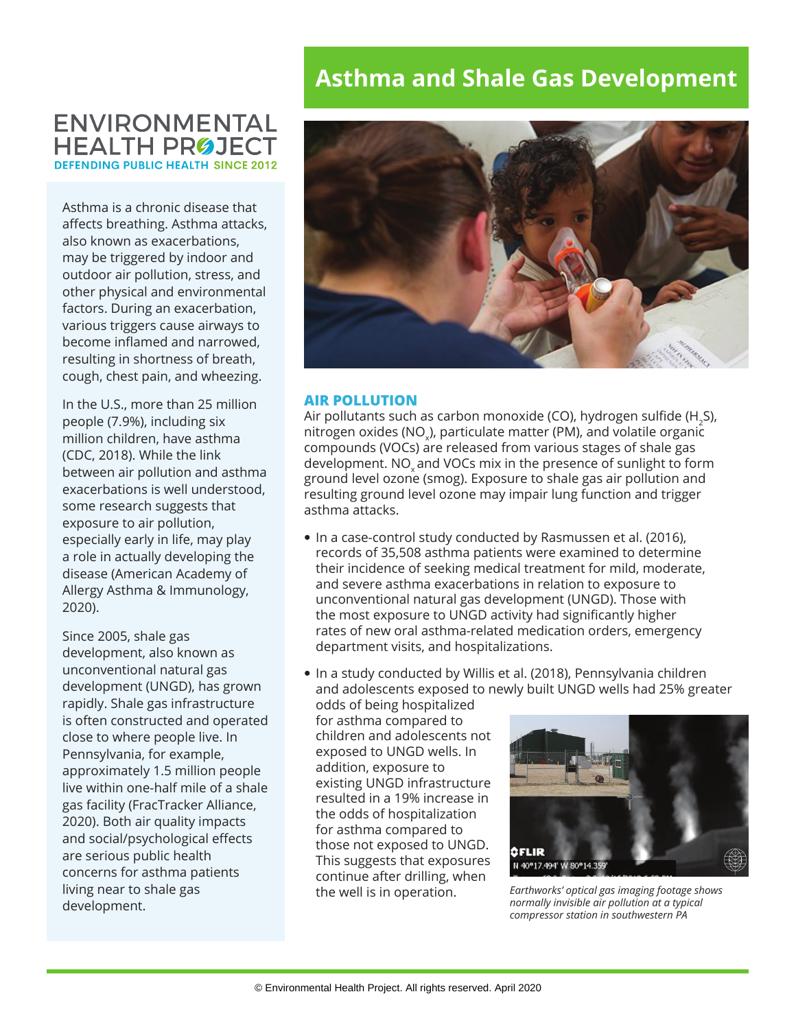ENVIRONMENTAL HEALTH PROJECT
DEFENDING PUBLIC HEALTH SINCE 2012

# Asthma and Shale Gas Development

Asthma is a chronic disease that affects breathing. Asthma attacks, also known as exacerbations, may be triggered by indoor and outdoor air pollution, stress, and other physical and environmental factors. During an exacerbation, various triggers cause airways to become inflamed and narrowed, resulting in shortness of breath, cough, chest pain, and wheezing.

In the U.S., more than 25 million people (7.9%), including six million children, have asthma (CDC, 2018). While the link between air pollution and asthma exacerbations is well understood, some research suggests that exposure to air pollution, especially early in life, may play a role in actually developing the disease (American Academy of Allergy Asthma & Immunology, 2020).

Since 2005, shale gas development, also known as unconventional natural gas development (UNGD), has grown rapidly. Shale gas infrastructure is often constructed and operated close to where people live. In Pennsylvania, for example, approximately 1.5 million people live within one-half mile of a shale gas facility (FracTracker Alliance, 2020). Both air quality impacts and social/psychological effects are serious public health concerns for asthma patients living near to shale gas development.

## AIR POLLUTION

Air pollutants such as carbon monoxide (CO), hydrogen sulfide ($H_2S$), nitrogen oxides ($NO_x$), particulate matter (PM), and volatile organic compounds (VOCs) are released from various stages of shale gas development. $NO_x$ and VOCs mix in the presence of sunlight to form ground level ozone (smog). Exposure to shale gas air pollution and resulting ground level ozone may impair lung function and trigger asthma attacks.

- In a case-control study conducted by Rasmussen et al. (2016), records of 35,508 asthma patients were examined to determine their incidence of seeking medical treatment for mild, moderate, and severe asthma exacerbations in relation to exposure to unconventional natural gas development (UNGD). Those with the most exposure to UNGD activity had significantly higher rates of new oral asthma-related medication orders, emergency department visits, and hospitalizations.
- In a study conducted by Willis et al. (2018), Pennsylvania children and adolescents exposed to newly built UNGD wells had 25% greater odds of being hospitalized for asthma compared to children and adolescents not exposed to UNGD wells. In addition, exposure to existing UNGD infrastructure resulted in a 19% increase in the odds of hospitalization for asthma compared to those not exposed to UNGD. This suggests that exposures continue after drilling, when the well is in operation.

*Earthworks' optical gas imaging footage shows normally invisible air pollution at a typical compressor station in southwestern PA*

© Environmental Health Project. All rights reserved. April 2020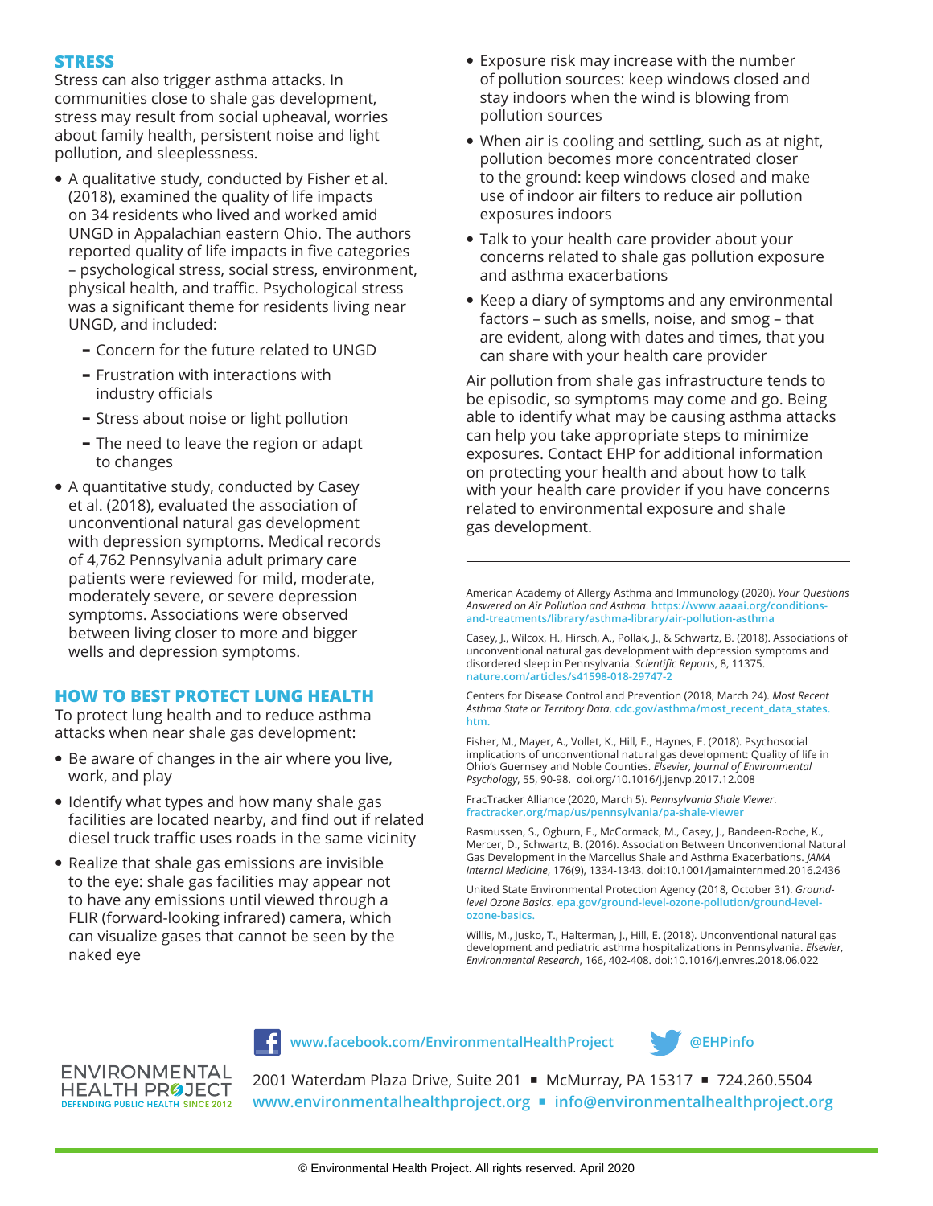## STRESS

Stress can also trigger asthma attacks. In communities close to shale gas development, stress may result from social upheaval, worries about family health, persistent noise and light pollution, and sleeplessness.

- A qualitative study, conducted by Fisher et al. (2018), examined the quality of life impacts on 34 residents who lived and worked amid UNGD in Appalachian eastern Ohio. The authors reported quality of life impacts in five categories – psychological stress, social stress, environment, physical health, and traffic. Psychological stress was a significant theme for residents living near UNGD, and included:
  - Concern for the future related to UNGD
  - Frustration with interactions with industry officials
  - Stress about noise or light pollution
  - The need to leave the region or adapt to changes
- A quantitative study, conducted by Casey et al. (2018), evaluated the association of unconventional natural gas development with depression symptoms. Medical records of 4,762 Pennsylvania adult primary care patients were reviewed for mild, moderate, moderately severe, or severe depression symptoms. Associations were observed between living closer to more and bigger wells and depression symptoms.

## HOW TO BEST PROTECT LUNG HEALTH

To protect lung health and to reduce asthma attacks when near shale gas development:

- Be aware of changes in the air where you live, work, and play
- Identify what types and how many shale gas facilities are located nearby, and find out if related diesel truck traffic uses roads in the same vicinity
- Realize that shale gas emissions are invisible to the eye: shale gas facilities may appear not to have any emissions until viewed through a FLIR (forward-looking infrared) camera, which can visualize gases that cannot be seen by the naked eye
- Exposure risk may increase with the number of pollution sources: keep windows closed and stay indoors when the wind is blowing from pollution sources
- When air is cooling and settling, such as at night, pollution becomes more concentrated closer to the ground: keep windows closed and make use of indoor air filters to reduce air pollution exposures indoors
- Talk to your health care provider about your concerns related to shale gas pollution exposure and asthma exacerbations
- Keep a diary of symptoms and any environmental factors – such as smells, noise, and smog – that are evident, along with dates and times, that you can share with your health care provider

Air pollution from shale gas infrastructure tends to be episodic, so symptoms may come and go. Being able to identify what may be causing asthma attacks can help you take appropriate steps to minimize exposures. Contact EHP for additional information on protecting your health and about how to talk with your health care provider if you have concerns related to environmental exposure and shale gas development.

---

American Academy of Allergy Asthma and Immunology (2020). *Your Questions Answered on Air Pollution and Asthma*. https://www.aaaai.org/conditions-and-treatments/library/asthma-library/air-pollution-asthma

Casey, J., Wilcox, H., Hirsch, A., Pollak, J., & Schwartz, B. (2018). Associations of unconventional natural gas development with depression symptoms and disordered sleep in Pennsylvania. *Scientific Reports*, 8, 11375. nature.com/articles/s41598-018-29747-2

Centers for Disease Control and Prevention (2018, March 24). *Most Recent Asthma State or Territory Data*. cdc.gov/asthma/most_recent_data_states.htm.

Fisher, M., Mayer, A., Vollet, K., Hill, E., Haynes, E. (2018). Psychosocial implications of unconventional natural gas development: Quality of life in Ohio's Guernsey and Noble Counties. *Elsevier, Journal of Environmental Psychology*, 55, 90-98. doi.org/10.1016/j.jenvp.2017.12.008

FracTracker Alliance (2020, March 5). *Pennsylvania Shale Viewer*. fractracker.org/map/us/pennsylvania/pa-shale-viewer

Rasmussen, S., Ogburn, E., McCormack, M., Casey, J., Bandeen-Roche, K., Mercer, D., Schwartz, B. (2016). Association Between Unconventional Natural Gas Development in the Marcellus Shale and Asthma Exacerbations. *JAMA Internal Medicine*, 176(9), 1334-1343. doi:10.1001/jamainternmed.2016.2436

United State Environmental Protection Agency (2018, October 31). *Ground-level Ozone Basics*. epa.gov/ground-level-ozone-pollution/ground-level-ozone-basics.

Willis, M., Jusko, T., Halterman, J., Hill, E. (2018). Unconventional natural gas development and pediatric asthma hospitalizations in Pennsylvania. *Elsevier, Environmental Research*, 166, 402-408. doi:10.1016/j.envres.2018.06.022

www.facebook.com/EnvironmentalHealthProject @EHPinfo

ENVIRONMENTAL HEALTH PROJECT
DEFENDING PUBLIC HEALTH SINCE 2012

2001 Waterdam Plaza Drive, Suite 201 ▪ McMurray, PA 15317 ▪ 724.260.5504
www.environmentalhealthproject.org ▪ info@environmentalhealthproject.org

© Environmental Health Project. All rights reserved. April 2020